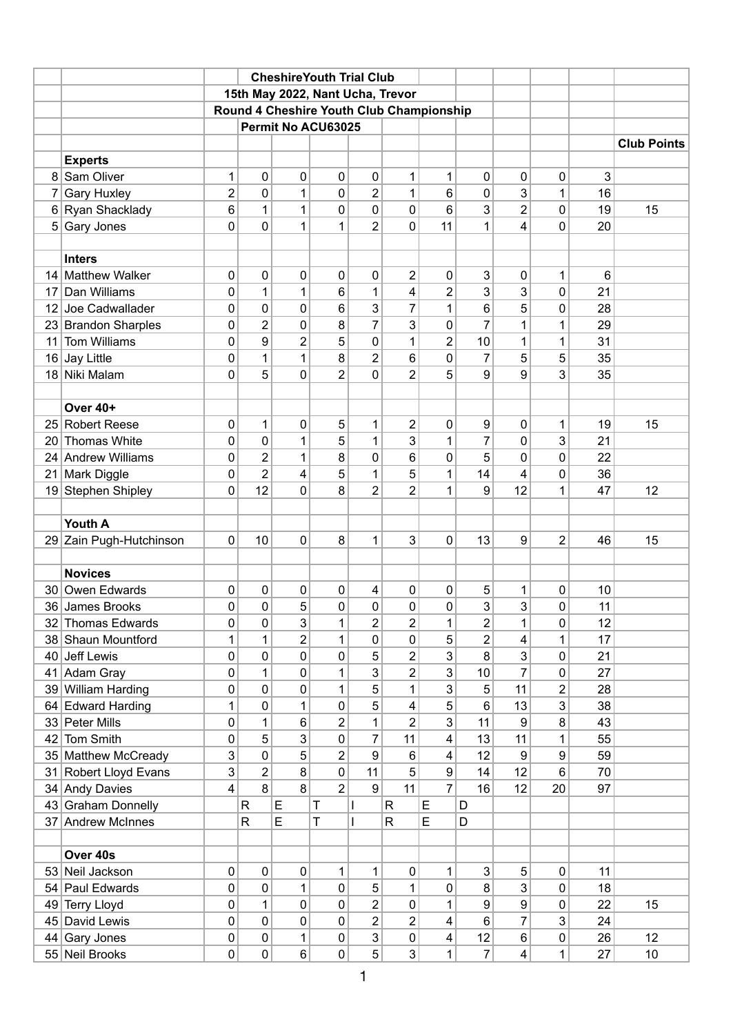| | | | | | | | | | | | | |
|---|---|---|---|---|---|---|---|---|---|---|---|---|
| | | | **CheshireYouth Trial Club** | | | | | | | | | |
| | | **15th May 2022, Nant Ucha, Trevor** | | | | | | | | | | |
| | | **Round 4 Cheshire Youth Club Championship** | | | | | | | | | | |
| | | | **Permit No ACU63025** | | | | | | | | | |
| | | | | | | | | | | | | **Club Points** |
| | **Experts** | | | | | | | | | | | |
| 8 | Sam Oliver | 1 | 0 | 0 | 0 | 0 | 1 | 1 | 0 | 0 | 0 | 3 | |
| 7 | Gary Huxley | 2 | 0 | 1 | 0 | 2 | 1 | 6 | 0 | 3 | 1 | 16 | |
| 6 | Ryan Shacklady | 6 | 1 | 1 | 0 | 0 | 0 | 6 | 3 | 2 | 0 | 19 | 15 |
| 5 | Gary Jones | 0 | 0 | 1 | 1 | 2 | 0 | 11 | 1 | 4 | 0 | 20 | |
| | | | | | | | | | | | | |
| | **Inters** | | | | | | | | | | | |
| 14 | Matthew Walker | 0 | 0 | 0 | 0 | 0 | 2 | 0 | 3 | 0 | 1 | 6 | |
| 17 | Dan Williams | 0 | 1 | 1 | 6 | 1 | 4 | 2 | 3 | 3 | 0 | 21 | |
| 12 | Joe Cadwallader | 0 | 0 | 0 | 6 | 3 | 7 | 1 | 6 | 5 | 0 | 28 | |
| 23 | Brandon Sharples | 0 | 2 | 0 | 8 | 7 | 3 | 0 | 7 | 1 | 1 | 29 | |
| 11 | Tom Williams | 0 | 9 | 2 | 5 | 0 | 1 | 2 | 10 | 1 | 1 | 31 | |
| 16 | Jay Little | 0 | 1 | 1 | 8 | 2 | 6 | 0 | 7 | 5 | 5 | 35 | |
| 18 | Niki Malam | 0 | 5 | 0 | 2 | 0 | 2 | 5 | 9 | 9 | 3 | 35 | |
| | | | | | | | | | | | | |
| | **Over 40+** | | | | | | | | | | | |
| 25 | Robert Reese | 0 | 1 | 0 | 5 | 1 | 2 | 0 | 9 | 0 | 1 | 19 | 15 |
| 20 | Thomas White | 0 | 0 | 1 | 5 | 1 | 3 | 1 | 7 | 0 | 3 | 21 | |
| 24 | Andrew Williams | 0 | 2 | 1 | 8 | 0 | 6 | 0 | 5 | 0 | 0 | 22 | |
| 21 | Mark Diggle | 0 | 2 | 4 | 5 | 1 | 5 | 1 | 14 | 4 | 0 | 36 | |
| 19 | Stephen Shipley | 0 | 12 | 0 | 8 | 2 | 2 | 1 | 9 | 12 | 1 | 47 | 12 |
| | | | | | | | | | | | | |
| | **Youth A** | | | | | | | | | | | |
| 29 | Zain Pugh-Hutchinson | 0 | 10 | 0 | 8 | 1 | 3 | 0 | 13 | 9 | 2 | 46 | 15 |
| | | | | | | | | | | | | |
| | **Novices** | | | | | | | | | | | |
| 30 | Owen Edwards | 0 | 0 | 0 | 0 | 4 | 0 | 0 | 5 | 1 | 0 | 10 | |
| 36 | James Brooks | 0 | 0 | 5 | 0 | 0 | 0 | 0 | 3 | 3 | 0 | 11 | |
| 32 | Thomas Edwards | 0 | 0 | 3 | 1 | 2 | 2 | 1 | 2 | 1 | 0 | 12 | |
| 38 | Shaun Mountford | 1 | 1 | 2 | 1 | 0 | 0 | 5 | 2 | 4 | 1 | 17 | |
| 40 | Jeff Lewis | 0 | 0 | 0 | 0 | 5 | 2 | 3 | 8 | 3 | 0 | 21 | |
| 41 | Adam Gray | 0 | 1 | 0 | 1 | 3 | 2 | 3 | 10 | 7 | 0 | 27 | |
| 39 | William Harding | 0 | 0 | 0 | 1 | 5 | 1 | 3 | 5 | 11 | 2 | 28 | |
| 64 | Edward Harding | 1 | 0 | 1 | 0 | 5 | 4 | 5 | 6 | 13 | 3 | 38 | |
| 33 | Peter Mills | 0 | 1 | 6 | 2 | 1 | 2 | 3 | 11 | 9 | 8 | 43 | |
| 42 | Tom Smith | 0 | 5 | 3 | 0 | 7 | 11 | 4 | 13 | 11 | 1 | 55 | |
| 35 | Matthew McCready | 3 | 0 | 5 | 2 | 9 | 6 | 4 | 12 | 9 | 9 | 59 | |
| 31 | Robert Lloyd Evans | 3 | 2 | 8 | 0 | 11 | 5 | 9 | 14 | 12 | 6 | 70 | |
| 34 | Andy Davies | 4 | 8 | 8 | 2 | 9 | 11 | 7 | 16 | 12 | 20 | 97 | |
| 43 | Graham Donnelly | | R | E | T | I | R | E | D | | | | |
| 37 | Andrew McInnes | | R | E | T | I | R | E | D | | | | |
| | | | | | | | | | | | | |
| | **Over 40s** | | | | | | | | | | | |
| 53 | Neil Jackson | 0 | 0 | 0 | 1 | 1 | 0 | 1 | 3 | 5 | 0 | 11 | |
| 54 | Paul Edwards | 0 | 0 | 1 | 0 | 5 | 1 | 0 | 8 | 3 | 0 | 18 | |
| 49 | Terry Lloyd | 0 | 1 | 0 | 0 | 2 | 0 | 1 | 9 | 9 | 0 | 22 | 15 |
| 45 | David Lewis | 0 | 0 | 0 | 0 | 2 | 2 | 4 | 6 | 7 | 3 | 24 | |
| 44 | Gary Jones | 0 | 0 | 1 | 0 | 3 | 0 | 4 | 12 | 6 | 0 | 26 | 12 |
| 55 | Neil Brooks | 0 | 0 | 6 | 0 | 5 | 3 | 1 | 7 | 4 | 1 | 27 | 10 |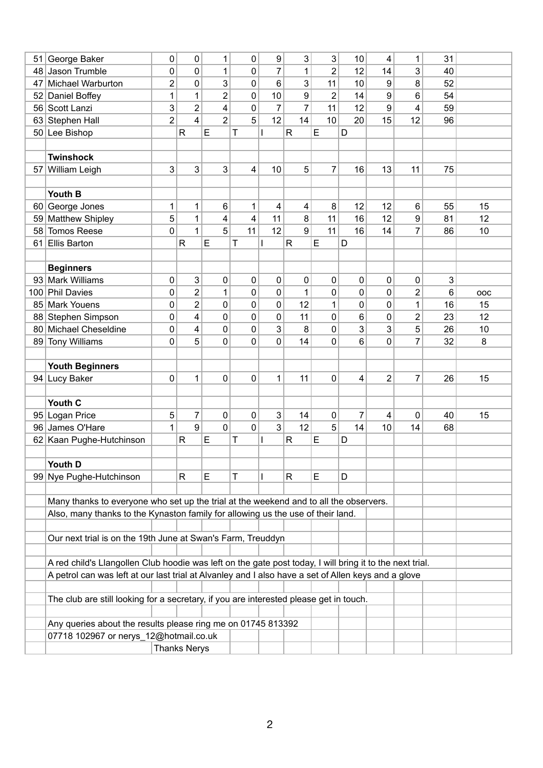| | | | | | | | | | | | | | |
|---|---|---|---|---|---|---|---|---|---|---|---|---|---|
| 51 | George Baker | 0 | 0 | 1 | 0 | 9 | 3 | 3 | 10 | 4 | 1 | 31 | |
| 48 | Jason Trumble | 0 | 0 | 1 | 0 | 7 | 1 | 2 | 12 | 14 | 3 | 40 | |
| 47 | Michael Warburton | 2 | 0 | 3 | 0 | 6 | 3 | 11 | 10 | 9 | 8 | 52 | |
| 52 | Daniel Boffey | 1 | 1 | 2 | 0 | 10 | 9 | 2 | 14 | 9 | 6 | 54 | |
| 56 | Scott Lanzi | 3 | 2 | 4 | 0 | 7 | 7 | 11 | 12 | 9 | 4 | 59 | |
| 63 | Stephen Hall | 2 | 4 | 2 | 5 | 12 | 14 | 10 | 20 | 15 | 12 | 96 | |
| 50 | Lee Bishop | | R | E | T | I | R | E | D | | | | |
| | | | | | | | | | | | | | |
| | **Twinshock** | | | | | | | | | | | | |
| 57 | William Leigh | 3 | 3 | 3 | 4 | 10 | 5 | 7 | 16 | 13 | 11 | 75 | |
| | | | | | | | | | | | | | |
| | **Youth B** | | | | | | | | | | | | |
| 60 | George Jones | 1 | 1 | 6 | 1 | 4 | 4 | 8 | 12 | 12 | 6 | 55 | 15 |
| 59 | Matthew Shipley | 5 | 1 | 4 | 4 | 11 | 8 | 11 | 16 | 12 | 9 | 81 | 12 |
| 58 | Tomos Reese | 0 | 1 | 5 | 11 | 12 | 9 | 11 | 16 | 14 | 7 | 86 | 10 |
| 61 | Ellis Barton | | R | E | T | I | R | E | D | | | | |
| | | | | | | | | | | | | | |
| | **Beginners** | | | | | | | | | | | | |
| 93 | Mark Williams | 0 | 3 | 0 | 0 | 0 | 0 | 0 | 0 | 0 | 0 | 3 | |
| 100 | Phil Davies | 0 | 2 | 1 | 0 | 0 | 1 | 0 | 0 | 0 | 2 | 6 | ooc |
| 85 | Mark Youens | 0 | 2 | 0 | 0 | 0 | 12 | 1 | 0 | 0 | 1 | 16 | 15 |
| 88 | Stephen Simpson | 0 | 4 | 0 | 0 | 0 | 11 | 0 | 6 | 0 | 2 | 23 | 12 |
| 80 | Michael Cheseldine | 0 | 4 | 0 | 0 | 3 | 8 | 0 | 3 | 3 | 5 | 26 | 10 |
| 89 | Tony Williams | 0 | 5 | 0 | 0 | 0 | 14 | 0 | 6 | 0 | 7 | 32 | 8 |
| | | | | | | | | | | | | | |
| | **Youth Beginners** | | | | | | | | | | | | |
| 94 | Lucy Baker | 0 | 1 | 0 | 0 | 1 | 11 | 0 | 4 | 2 | 7 | 26 | 15 |
| | | | | | | | | | | | | | |
| | **Youth C** | | | | | | | | | | | | |
| 95 | Logan Price | 5 | 7 | 0 | 0 | 3 | 14 | 0 | 7 | 4 | 0 | 40 | 15 |
| 96 | James O'Hare | 1 | 9 | 0 | 0 | 3 | 12 | 5 | 14 | 10 | 14 | 68 | |
| 62 | Kaan Pughe-Hutchinson | | R | E | T | I | R | E | D | | | | |
| | | | | | | | | | | | | | |
| | **Youth D** | | | | | | | | | | | | |
| 99 | Nye Pughe-Hutchinson | | R | E | T | I | R | E | D | | | | |

Many thanks to everyone who set up the trial at the weekend and to all the observers.
Also, many thanks to the Kynaston family for allowing us the use of their land.

Our next trial is on the 19th June at Swan's Farm, Treuddyn

A red child's Llangollen Club hoodie was left on the gate post today, I will bring it to the next trial.
A petrol can was left at our last trial at Alvanley and I also have a set of Allen keys and a glove

The club are still looking for a secretary, if you are interested please get in touch.

Any queries about the results please ring me on 01745 813392
07718 102967 or nerys_12@hotmail.co.uk

Thanks Nerys